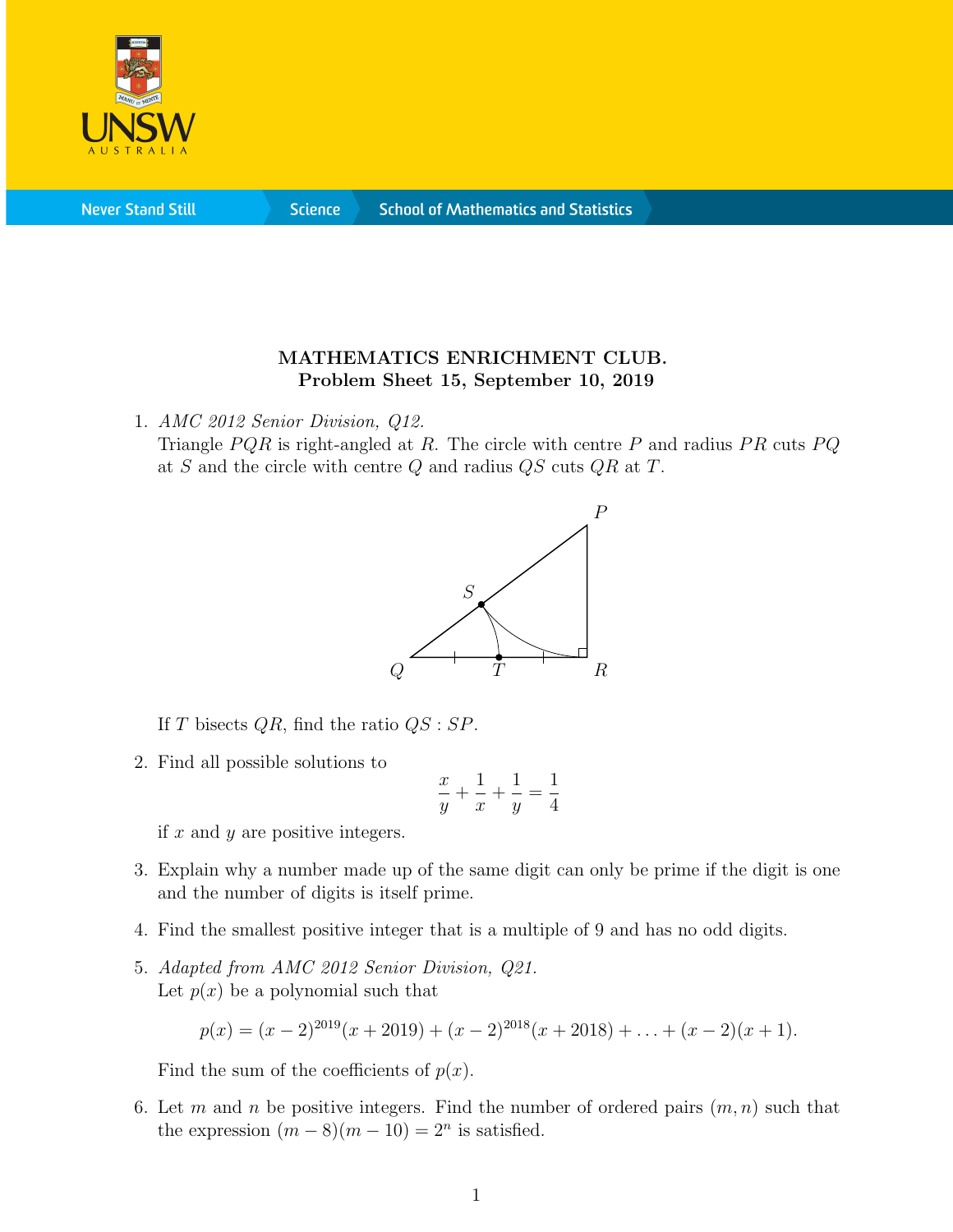**MATHEMATICS ENRICHMENT CLUB.**
**Problem Sheet 15, September 10, 2019**

1. *AMC 2012 Senior Division, Q12.*
   Triangle $PQR$ is right-angled at $R$. The circle with centre $P$ and radius $PR$ cuts $PQ$ at $S$ and the circle with centre $Q$ and radius $QS$ cuts $QR$ at $T$.

   If $T$ bisects $QR$, find the ratio $QS : SP$.

2. Find all possible solutions to
$$\frac{x}{y} + \frac{1}{x} + \frac{1}{y} = \frac{1}{4}$$
   if $x$ and $y$ are positive integers.

3. Explain why a number made up of the same digit can only be prime if the digit is one and the number of digits is itself prime.

4. Find the smallest positive integer that is a multiple of 9 and has no odd digits.

5. *Adapted from AMC 2012 Senior Division, Q21.*
   Let $p(x)$ be a polynomial such that
$$p(x) = (x-2)^{2019}(x+2019) + (x-2)^{2018}(x+2018) + \ldots + (x-2)(x+1).$$
   Find the sum of the coefficients of $p(x)$.

6. Let $m$ and $n$ be positive integers. Find the number of ordered pairs $(m, n)$ such that the expression $(m-8)(m-10) = 2^n$ is satisfied.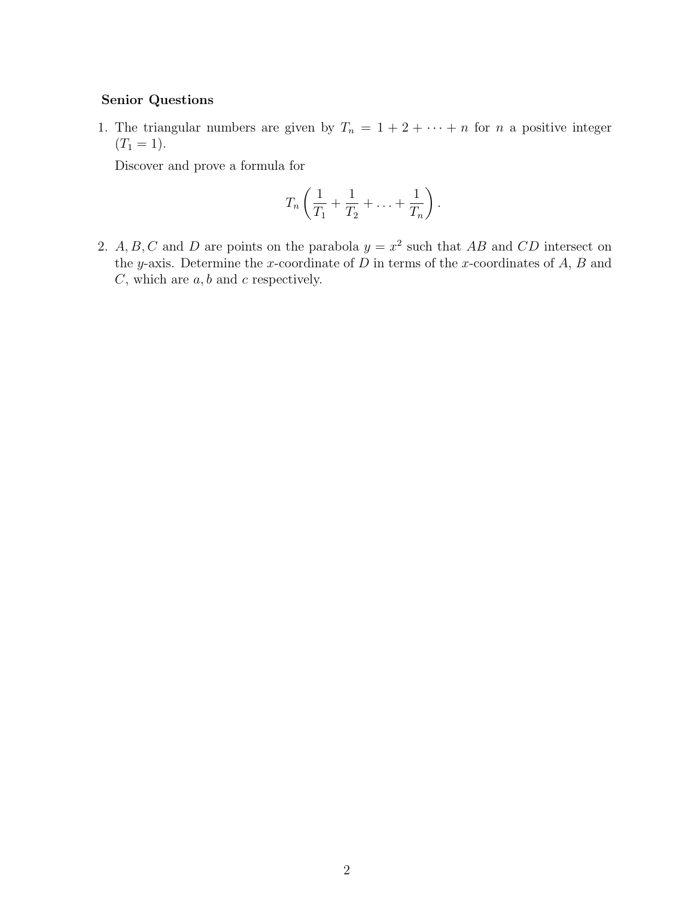**Senior Questions**

1. The triangular numbers are given by $T_n = 1 + 2 + \cdots + n$ for $n$ a positive integer ($T_1 = 1$).

   Discover and prove a formula for

$$T_n \left( \frac{1}{T_1} + \frac{1}{T_2} + \ldots + \frac{1}{T_n} \right).$$

2. $A, B, C$ and $D$ are points on the parabola $y = x^2$ such that $AB$ and $CD$ intersect on the $y$-axis. Determine the $x$-coordinate of $D$ in terms of the $x$-coordinates of $A$, $B$ and $C$, which are $a, b$ and $c$ respectively.